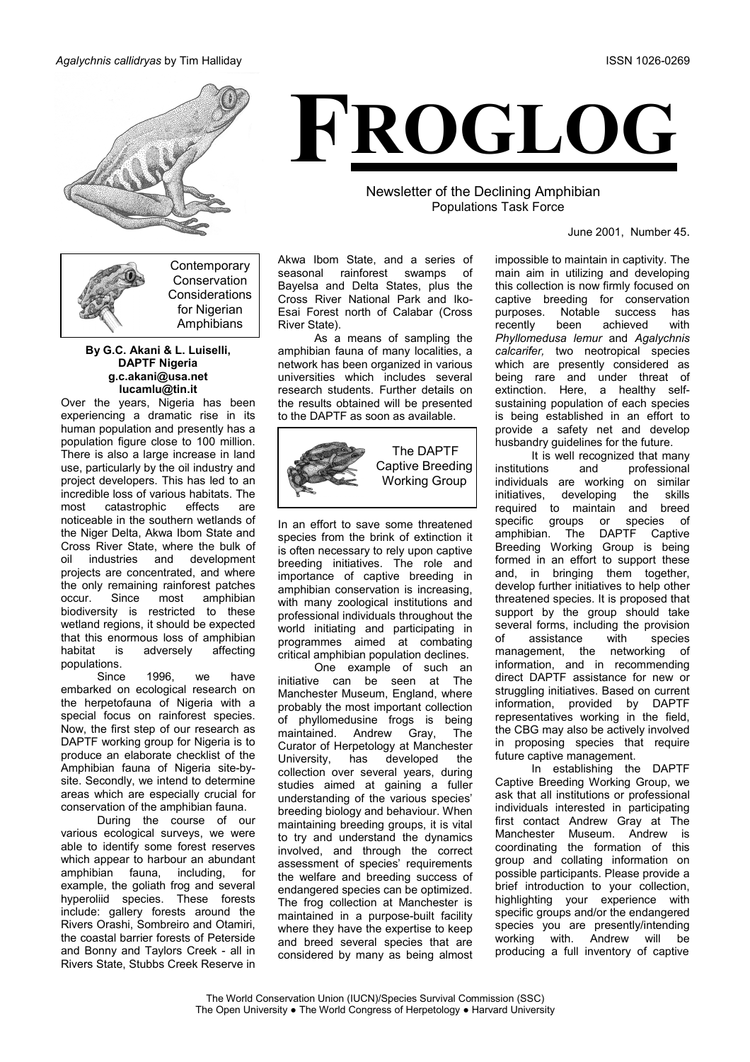*Agalychnis callidryas* by Tim Halliday

ISSN 1026-0269

# FROGLOG

Newsletter of the Declining Amphibian Populations Task Force

June 2001, Number 45.

## Contemporary Conservation Considerations for Nigerian Amphibians

**By G.C. Akani & L. Luiselli, DAPTF Nigeria**
**g.c.akani@usa.net**
**lucamlu@tin.it**

Over the years, Nigeria has been experiencing a dramatic rise in its human population and presently has a population figure close to 100 million. There is also a large increase in land use, particularly by the oil industry and project developers. This has led to an incredible loss of various habitats. The most catastrophic effects are noticeable in the southern wetlands of the Niger Delta, Akwa Ibom State and Cross River State, where the bulk of oil industries and development projects are concentrated, and where the only remaining rainforest patches occur. Since most amphibian biodiversity is restricted to these wetland regions, it should be expected that this enormous loss of amphibian habitat is adversely affecting populations.

Since 1996, we have embarked on ecological research on the herpetofauna of Nigeria with a special focus on rainforest species. Now, the first step of our research as DAPTF working group for Nigeria is to produce an elaborate checklist of the Amphibian fauna of Nigeria site-by-site. Secondly, we intend to determine areas which are especially crucial for conservation of the amphibian fauna.

During the course of our various ecological surveys, we were able to identify some forest reserves which appear to harbour an abundant amphibian fauna, including, for example, the goliath frog and several hyperoliid species. These forests include: gallery forests around the Rivers Orashi, Sombreiro and Otamiri, the coastal barrier forests of Peterside and Bonny and Taylors Creek - all in Rivers State, Stubbs Creek Reserve in Akwa Ibom State, and a series of seasonal rainforest swamps of Bayelsa and Delta States, plus the Cross River National Park and Iko-Esai Forest north of Calabar (Cross River State).

As a means of sampling the amphibian fauna of many localities, a network has been organized in various universities which includes several research students. Further details on the results obtained will be presented to the DAPTF as soon as available.

## The DAPTF Captive Breeding Working Group

In an effort to save some threatened species from the brink of extinction it is often necessary to rely upon captive breeding initiatives. The role and importance of captive breeding in amphibian conservation is increasing, with many zoological institutions and professional individuals throughout the world initiating and participating in programmes aimed at combating critical amphibian population declines.

One example of such an initiative can be seen at The Manchester Museum, England, where probably the most important collection of phyllomedusine frogs is being maintained. Andrew Gray, The Curator of Herpetology at Manchester University, has developed the collection over several years, during studies aimed at gaining a fuller understanding of the various species' breeding biology and behaviour. When maintaining breeding groups, it is vital to try and understand the dynamics involved, and through the correct assessment of species' requirements the welfare and breeding success of endangered species can be optimized. The frog collection at Manchester is maintained in a purpose-built facility where they have the expertise to keep and breed several species that are considered by many as being almost impossible to maintain in captivity. The main aim in utilizing and developing this collection is now firmly focused on captive breeding for conservation purposes. Notable success has recently been achieved with *Phyllomedusa lemur* and *Agalychnis calcarifer,* two neotropical species which are presently considered as being rare and under threat of extinction. Here, a healthy self-sustaining population of each species is being established in an effort to provide a safety net and develop husbandry guidelines for the future.

It is well recognized that many institutions and professional individuals are working on similar initiatives, developing the skills required to maintain and breed specific groups or species of amphibian. The DAPTF Captive Breeding Working Group is being formed in an effort to support these and, in bringing them together, develop further initiatives to help other threatened species. It is proposed that support by the group should take several forms, including the provision of assistance with species management, the networking of information, and in recommending direct DAPTF assistance for new or struggling initiatives. Based on current information, provided by DAPTF representatives working in the field, the CBG may also be actively involved in proposing species that require future captive management.

In establishing the DAPTF Captive Breeding Working Group, we ask that all institutions or professional individuals interested in participating first contact Andrew Gray at The Manchester Museum. Andrew is coordinating the formation of this group and collating information on possible participants. Please provide a brief introduction to your collection, highlighting your experience with specific groups and/or the endangered species you are presently/intending working with. Andrew will be producing a full inventory of captive

The World Conservation Union (IUCN)/Species Survival Commission (SSC)
The Open University ● The World Congress of Herpetology ● Harvard University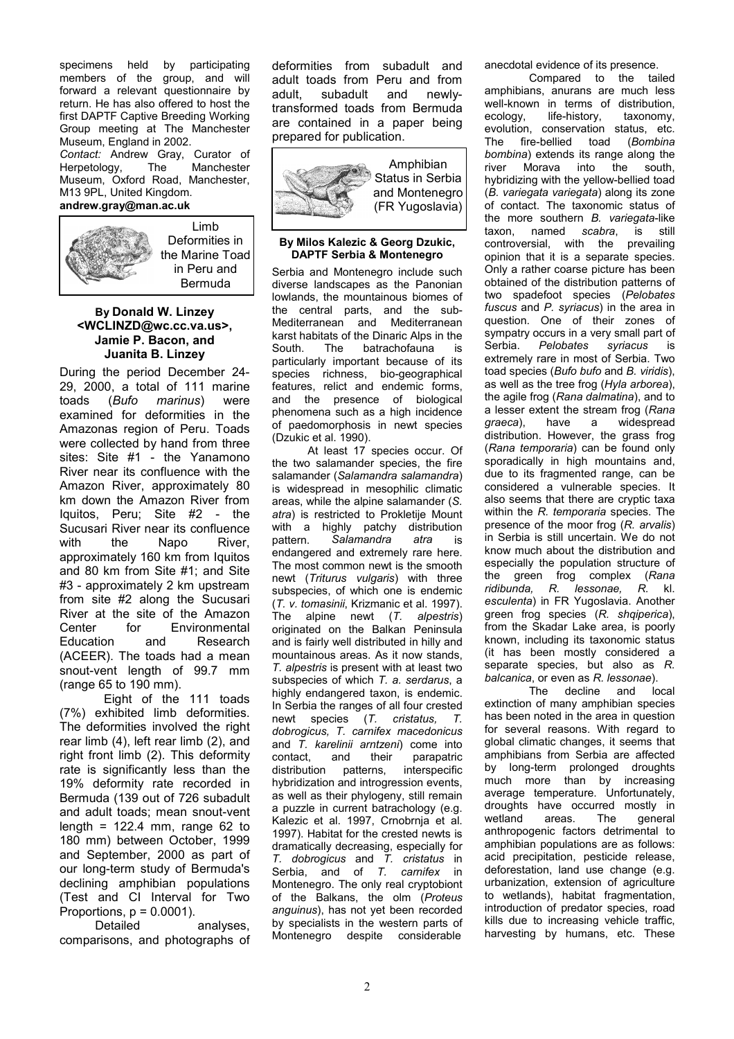specimens held by participating members of the group, and will forward a relevant questionnaire by return. He has also offered to host the first DAPTF Captive Breeding Working Group meeting at The Manchester Museum, England in 2002.

*Contact:* Andrew Gray, Curator of Herpetology, The Manchester Museum, Oxford Road, Manchester, M13 9PL, United Kingdom. **andrew.gray@man.ac.uk**

## Limb Deformities in the Marine Toad in Peru and Bermuda

**By Donald W. Linzey <WCLINZD@wc.cc.va.us>, Jamie P. Bacon, and Juanita B. Linzey**

During the period December 24-29, 2000, a total of 111 marine toads (*Bufo marinus*) were examined for deformities in the Amazonas region of Peru. Toads were collected by hand from three sites: Site #1 - the Yanamono River near its confluence with the Amazon River, approximately 80 km down the Amazon River from Iquitos, Peru; Site #2 - the Sucusari River near its confluence with the Napo River, approximately 160 km from Iquitos and 80 km from Site #1; and Site #3 - approximately 2 km upstream from site #2 along the Sucusari River at the site of the Amazon Center for Environmental Education and Research (ACEER). The toads had a mean snout-vent length of 99.7 mm (range 65 to 190 mm).

Eight of the 111 toads (7%) exhibited limb deformities. The deformities involved the right rear limb (4), left rear limb (2), and right front limb (2). This deformity rate is significantly less than the 19% deformity rate recorded in Bermuda (139 out of 726 subadult and adult toads; mean snout-vent length = 122.4 mm, range 62 to 180 mm) between October, 1999 and September, 2000 as part of our long-term study of Bermuda's declining amphibian populations (Test and CI Interval for Two Proportions, $p = 0.0001$).

Detailed analyses, comparisons, and photographs of deformities from subadult and adult toads from Peru and from adult, subadult and newly-transformed toads from Bermuda are contained in a paper being prepared for publication.

## Amphibian Status in Serbia and Montenegro (FR Yugoslavia)

**By Milos Kalezic & Georg Dzukic, DAPTF Serbia & Montenegro**

Serbia and Montenegro include such diverse landscapes as the Panonian lowlands, the mountainous biomes of the central parts, and the sub-Mediterranean and Mediterranean karst habitats of the Dinaric Alps in the South. The batrachofauna is particularly important because of its species richness, bio-geographical features, relict and endemic forms, and the presence of biological phenomena such as a high incidence of paedomorphosis in newt species (Dzukic et al. 1990).

At least 17 species occur. Of the two salamander species, the fire salamander (*Salamandra salamandra*) is widespread in mesophilic climatic areas, while the alpine salamander (*S. atra*) is restricted to Prokletije Mount with a highly patchy distribution pattern. *Salamandra atra* is endangered and extremely rare here. The most common newt is the smooth newt (*Triturus vulgaris*) with three subspecies, of which one is endemic (*T. v. tomasinii*, Krizmanic et al. 1997). The alpine newt (*T. alpestris*) originated on the Balkan Peninsula and is fairly well distributed in hilly and mountainous areas. As it now stands, *T. alpestris* is present with at least two subspecies of which *T. a. serdarus*, a highly endangered taxon, is endemic. In Serbia the ranges of all four crested newt species (*T. cristatus, T. dobrogicus, T. carnifex macedonicus* and *T. karelinii arntzeni*) come into contact, and their parapatric distribution patterns, interspecific hybridization and introgression events, as well as their phylogeny, still remain a puzzle in current batrachology (e.g. Kalezic et al. 1997, Crnobrnja et al. 1997). Habitat for the crested newts is dramatically decreasing, especially for *T. dobrogicus* and *T. cristatus* in Serbia, and of *T. carnifex* in Montenegro. The only real cryptobiont of the Balkans, the olm (*Proteus anguinus*), has not yet been recorded by specialists in the western parts of Montenegro despite considerable anecdotal evidence of its presence.

Compared to the tailed amphibians, anurans are much less well-known in terms of distribution, ecology, life-history, taxonomy, evolution, conservation status, etc. The fire-bellied toad (*Bombina bombina*) extends its range along the river Morava into the south, hybridizing with the yellow-bellied toad (*B. variegata variegata*) along its zone of contact. The taxonomic status of the more southern *B. variegata*-like taxon, named *scabra*, is still controversial, with the prevailing opinion that it is a separate species. Only a rather coarse picture has been obtained of the distribution patterns of two spadefoot species (*Pelobates fuscus* and *P. syriacus*) in the area in question. One of their zones of sympatry occurs in a very small part of Serbia. *Pelobates syriacus* is extremely rare in most of Serbia. Two toad species (*Bufo bufo* and *B. viridis*), as well as the tree frog (*Hyla arborea*), the agile frog (*Rana dalmatina*), and to a lesser extent the stream frog (*Rana graeca*), have a widespread distribution. However, the grass frog (*Rana temporaria*) can be found only sporadically in high mountains and, due to its fragmented range, can be considered a vulnerable species. It also seems that there are cryptic taxa within the *R. temporaria* species. The presence of the moor frog (*R. arvalis*) in Serbia is still uncertain. We do not know much about the distribution and especially the population structure of the green frog complex (*Rana ridibunda, R. lessonae, R.* kl. *esculenta*) in FR Yugoslavia. Another green frog species (*R. shqiperica*), from the Skadar Lake area, is poorly known, including its taxonomic status (it has been mostly considered a separate species, but also as *R. balcanica*, or even as *R. lessonae*).

The decline and local extinction of many amphibian species has been noted in the area in question for several reasons. With regard to global climatic changes, it seems that amphibians from Serbia are affected by long-term prolonged droughts much more than by increasing average temperature. Unfortunately, droughts have occurred mostly in wetland areas. The general anthropogenic factors detrimental to amphibian populations are as follows: acid precipitation, pesticide release, deforestation, land use change (e.g. urbanization, extension of agriculture to wetlands), habitat fragmentation, introduction of predator species, road kills due to increasing vehicle traffic, harvesting by humans, etc. These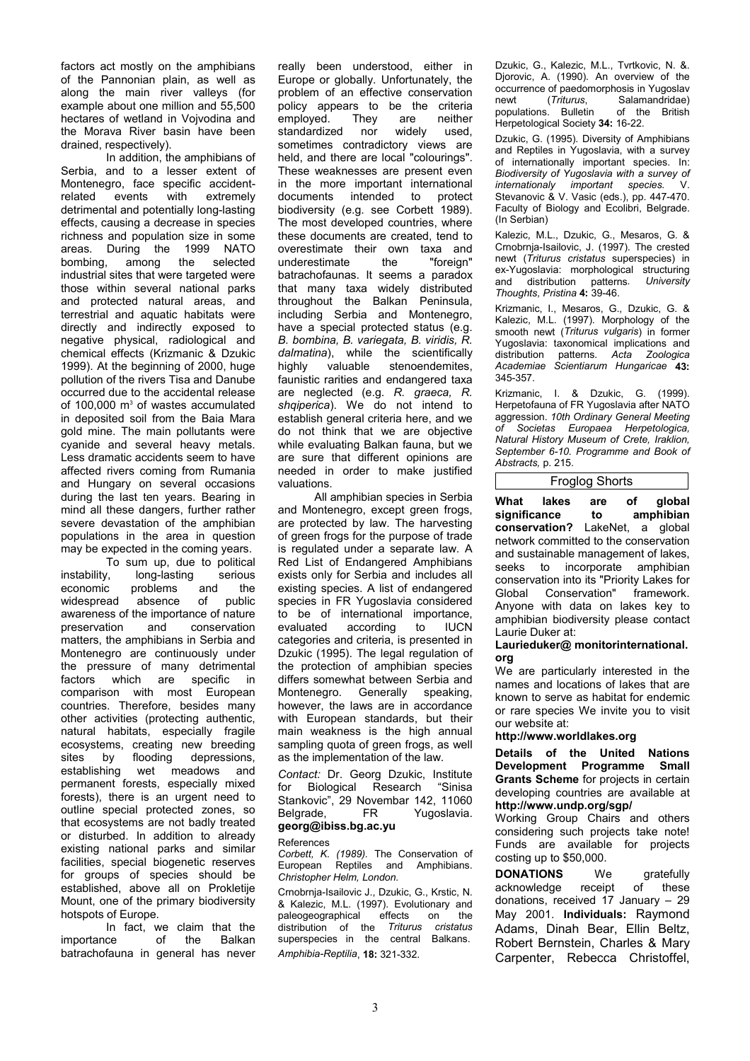factors act mostly on the amphibians of the Pannonian plain, as well as along the main river valleys (for example about one million and 55,500 hectares of wetland in Vojvodina and the Morava River basin have been drained, respectively).

In addition, the amphibians of Serbia, and to a lesser extent of Montenegro, face specific accident-related events with extremely detrimental and potentially long-lasting effects, causing a decrease in species richness and population size in some areas. During the 1999 NATO bombing, among the selected industrial sites that were targeted were those within several national parks and protected natural areas, and terrestrial and aquatic habitats were directly and indirectly exposed to negative physical, radiological and chemical effects (Krizmanic & Dzukic 1999). At the beginning of 2000, huge pollution of the rivers Tisa and Danube occurred due to the accidental release of 100,000 $m^3$ of wastes accumulated in deposited soil from the Baia Mara gold mine. The main pollutants were cyanide and several heavy metals. Less dramatic accidents seem to have affected rivers coming from Rumania and Hungary on several occasions during the last ten years. Bearing in mind all these dangers, further rather severe devastation of the amphibian populations in the area in question may be expected in the coming years.

To sum up, due to political instability, long-lasting serious economic problems and the widespread absence of public awareness of the importance of nature preservation and conservation matters, the amphibians in Serbia and Montenegro are continuously under the pressure of many detrimental factors which are specific in comparison with most European countries. Therefore, besides many other activities (protecting authentic, natural habitats, especially fragile ecosystems, creating new breeding sites by flooding depressions, establishing wet meadows and permanent forests, especially mixed forests), there is an urgent need to outline special protected zones, so that ecosystems are not badly treated or disturbed. In addition to already existing national parks and similar facilities, special biogenetic reserves for groups of species should be established, above all on Prokletije Mount, one of the primary biodiversity hotspots of Europe.

In fact, we claim that the importance of the Balkan batrachofauna in general has never really been understood, either in Europe or globally. Unfortunately, the problem of an effective conservation policy appears to be the criteria employed. They are neither standardized nor widely used, sometimes contradictory views are held, and there are local "colourings". These weaknesses are present even in the more important international documents intended to protect biodiversity (e.g. see Corbett 1989). The most developed countries, where these documents are created, tend to overestimate their own taxa and underestimate the "foreign" batrachofaunas. It seems a paradox that many taxa widely distributed throughout the Balkan Peninsula, including Serbia and Montenegro, have a special protected status (e.g. *B. bombina, B. variegata, B. viridis, R. dalmatina*), while the scientifically highly valuable stenoendemites, faunistic rarities and endangered taxa are neglected (e.g. *R. graeca, R. shqiperica*). We do not intend to establish general criteria here, and we do not think that we are objective while evaluating Balkan fauna, but we are sure that different opinions are needed in order to make justified valuations.

All amphibian species in Serbia and Montenegro, except green frogs, are protected by law. The harvesting of green frogs for the purpose of trade is regulated under a separate law. A Red List of Endangered Amphibians exists only for Serbia and includes all existing species. A list of endangered species in FR Yugoslavia considered to be of international importance, evaluated according to IUCN categories and criteria, is presented in Dzukic (1995). The legal regulation of the protection of amphibian species differs somewhat between Serbia and Montenegro. Generally speaking, however, the laws are in accordance with European standards, but their main weakness is the high annual sampling quota of green frogs, as well as the implementation of the law.

*Contact:* Dr. Georg Dzukic, Institute for Biological Research "Sinisa Stankovic", 29 Novembar 142, 11060 Belgrade, FR Yugoslavia. **georg@ibiss.bg.ac.yu**

References

*Corbett, K. (1989).* The Conservation of European Reptiles and Amphibians. *Christopher Helm, London.*

Crnobrnja-Isailovic J., Dzukic, G., Krstic, N. & Kalezic, M.L. (1997). Evolutionary and paleogeographical effects on the distribution of the *Triturus cristatus* superspecies in the central Balkans. *Amphibia-Reptilia*, **18:** 321-332.

Dzukic, G., Kalezic, M.L., Tvrtkovic, N. &. Djorovic, A. (1990). An overview of the occurrence of paedomorphosis in Yugoslav newt (*Triturus*, Salamandridae) populations. Bulletin of the British Herpetological Society **34:** 16-22.

Dzukic, G. (1995). Diversity of Amphibians and Reptiles in Yugoslavia, with a survey of internationally important species. In: *Biodiversity of Yugoslavia with a survey of internationaly important species.* V. Stevanovic & V. Vasic (eds.), pp. 447-470. Faculty of Biology and Ecolibri, Belgrade. (In Serbian)

Kalezic, M.L., Dzukic, G., Mesaros, G. & Crnobrnja-Isailovic, J. (1997). The crested newt (*Triturus cristatus* superspecies) in ex-Yugoslavia: morphological structuring and distribution patterns. *University Thoughts, Pristina* **4:** 39-46.

Krizmanic, I., Mesaros, G., Dzukic, G. & Kalezic, M.L. (1997). Morphology of the smooth newt (*Triturus vulgaris*) in former Yugoslavia: taxonomical implications and distribution patterns. *Acta Zoologica Academiae Scientiarum Hungaricae* **43:** 345-357.

Krizmanic, I. & Dzukic, G. (1999). Herpetofauna of FR Yugoslavia after NATO aggression. *10th Ordinary General Meeting of Societas Europaea Herpetologica, Natural History Museum of Crete, Iraklion, September 6-10. Programme and Book of Abstracts,* p. 215.

## Froglog Shorts

**What lakes are of global significance to amphibian conservation?** LakeNet, a global network committed to the conservation and sustainable management of lakes, seeks to incorporate amphibian conservation into its "Priority Lakes for Global Conservation" framework. Anyone with data on lakes key to amphibian biodiversity please contact Laurie Duker at:
**Laurieduker@ monitorinternational.org**

We are particularly interested in the names and locations of lakes that are known to serve as habitat for endemic or rare species We invite you to visit our website at:
**http://www.worldlakes.org**

**Details of the United Nations Development Programme Small Grants Scheme** for projects in certain developing countries are available at **http://www.undp.org/sgp/**

Working Group Chairs and others considering such projects take note! Funds are available for projects costing up to $50,000.

**DONATIONS** We gratefully acknowledge receipt of these donations, received 17 January – 29 May 2001. **Individuals:** Raymond Adams, Dinah Bear, Ellin Beltz, Robert Bernstein, Charles & Mary Carpenter, Rebecca Christoffel,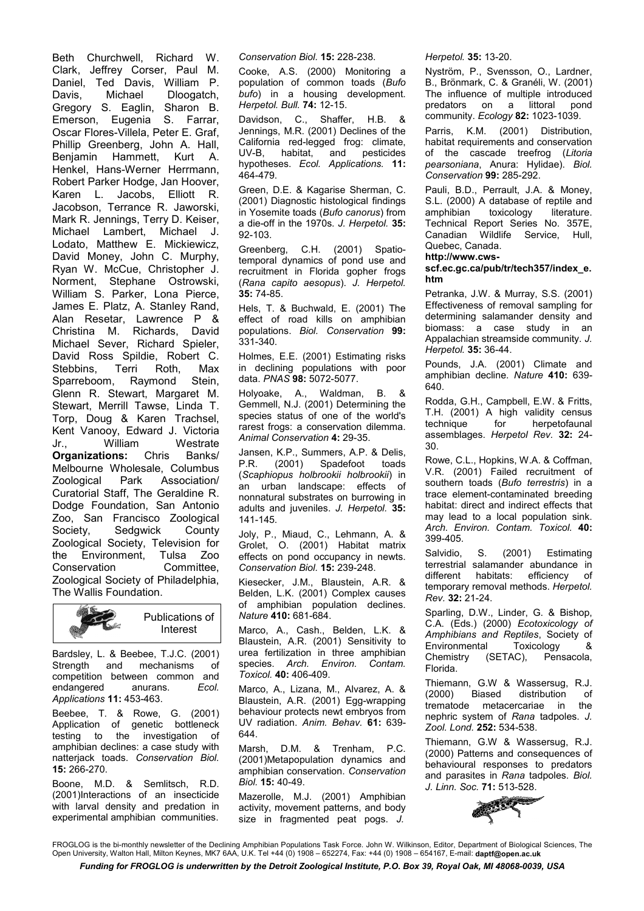Beth Churchwell, Richard W. Clark, Jeffrey Corser, Paul M. Daniel, Ted Davis, William P. Davis, Michael Dloogatch, Gregory S. Eaglin, Sharon B. Emerson, Eugenia S. Farrar, Oscar Flores-Villela, Peter E. Graf, Phillip Greenberg, John A. Hall, Benjamin Hammett, Kurt A. Henkel, Hans-Werner Herrmann, Robert Parker Hodge, Jan Hoover, Karen L. Jacobs, Elliott R. Jacobson, Terrance R. Jaworski, Mark R. Jennings, Terry D. Keiser, Michael Lambert, Michael J. Lodato, Matthew E. Mickiewicz, David Money, John C. Murphy, Ryan W. McCue, Christopher J. Norment, Stephane Ostrowski, William S. Parker, Lona Pierce, James E. Platz, A. Stanley Rand, Alan Resetar, Lawrence P & Christina M. Richards, David Michael Sever, Richard Spieler, David Ross Spildie, Robert C. Stebbins, Terri Roth, Max Sparreboom, Raymond Stein, Glenn R. Stewart, Margaret M. Stewart, Merrill Tawse, Linda T. Torp, Doug & Karen Trachsel, Kent Vanooy, Edward J. Victoria Jr., William Westrate

**Organizations:** Chris Banks/ Melbourne Wholesale, Columbus Zoological Park Association/ Curatorial Staff, The Geraldine R. Dodge Foundation, San Antonio Zoo, San Francisco Zoological Society, Sedgwick County Zoological Society, Television for the Environment, Tulsa Zoo Conservation Committee, Zoological Society of Philadelphia, The Wallis Foundation.

## Publications of Interest

Bardsley, L. & Beebee, T.J.C. (2001) Strength and mechanisms of competition between common and endangered anurans. *Ecol. Applications* **11:** 453-463.

Beebee, T. & Rowe, G. (2001) Application of genetic bottleneck testing to the investigation of amphibian declines: a case study with natterjack toads. *Conservation Biol.* **15:** 266-270.

Boone, M.D. & Semlitsch, R.D. (2001)Interactions of an insecticide with larval density and predation in experimental amphibian communities. *Conservation Biol.* **15:** 228-238.

Cooke, A.S. (2000) Monitoring a population of common toads (*Bufo bufo*) in a housing development. *Herpetol. Bull.* **74:** 12-15.

Davidson, C., Shaffer, H.B. & Jennings, M.R. (2001) Declines of the California red-legged frog: climate, UV-B, habitat, and pesticides hypotheses. *Ecol. Applications.* **11:** 464-479.

Green, D.E. & Kagarise Sherman, C. (2001) Diagnostic histological findings in Yosemite toads (*Bufo canorus*) from a die-off in the 1970s. *J. Herpetol.* **35:** 92-103.

Greenberg, C.H. (2001) Spatio-temporal dynamics of pond use and recruitment in Florida gopher frogs (*Rana capito aesopus*). *J. Herpetol.* **35:** 74-85.

Hels, T. & Buchwald, E. (2001) The effect of road kills on amphibian populations. *Biol. Conservation* **99:** 331-340.

Holmes, E.E. (2001) Estimating risks in declining populations with poor data. *PNAS* **98:** 5072-5077.

Holyoake, A., Waldman, B. & Gemmell, N.J. (2001) Determining the species status of one of the world's rarest frogs: a conservation dilemma. *Animal Conservation* **4:** 29-35.

Jansen, K.P., Summers, A.P. & Delis, P.R. (2001) Spadefoot toads (*Scaphiopus holbrookii holbrookii*) in an urban landscape: effects of nonnatural substrates on burrowing in adults and juveniles. *J. Herpetol.* **35:** 141-145.

Joly, P., Miaud, C., Lehmann, A. & Grolet, O. (2001) Habitat matrix effects on pond occupancy in newts. *Conservation Biol.* **15:** 239-248.

Kiesecker, J.M., Blaustein, A.R. & Belden, L.K. (2001) Complex causes of amphibian population declines. *Nature* **410:** 681-684.

Marco, A., Cash., Belden, L.K. & Blaustein, A.R. (2001) Sensitivity to urea fertilization in three amphibian species. *Arch. Environ. Contam. Toxicol.* **40:** 406-409.

Marco, A., Lizana, M., Alvarez, A. & Blaustein, A.R. (2001) Egg-wrapping behaviour protects newt embryos from UV radiation. *Anim. Behav.* **61:** 639-644.

Marsh, D.M. & Trenham, P.C. (2001)Metapopulation dynamics and amphibian conservation. *Conservation Biol.* **15:** 40-49.

Mazerolle, M.J. (2001) Amphibian activity, movement patterns, and body size in fragmented peat pogs. *J. Herpetol.* **35:** 13-20.

Nyström, P., Svensson, O., Lardner, B., Brönmark, C. & Granéli, W. (2001) The influence of multiple introduced predators on a littoral pond community. *Ecology* **82:** 1023-1039.

Parris, K.M. (2001) Distribution, habitat requirements and conservation of the cascade treefrog (*Litoria pearsoniana*, Anura: Hylidae). *Biol. Conservation* **99:** 285-292.

Pauli, B.D., Perrault, J.A. & Money, S.L. (2000) A database of reptile and amphibian toxicology literature. Technical Report Series No. 357E, Canadian Wildlife Service, Hull, Quebec, Canada. **http://www.cws-scf.ec.gc.ca/pub/tr/tech357/index_e.htm**

Petranka, J.W. & Murray, S.S. (2001) Effectiveness of removal sampling for determining salamander density and biomass: a case study in an Appalachian streamside community. *J. Herpetol.* **35:** 36-44.

Pounds, J.A. (2001) Climate and amphibian decline. *Nature* **410:** 639-640.

Rodda, G.H., Campbell, E.W. & Fritts, T.H. (2001) A high validity census technique for herpetofaunal assemblages. *Herpetol Rev.* **32:** 24-30.

Rowe, C.L., Hopkins, W.A. & Coffman, V.R. (2001) Failed recruitment of southern toads (*Bufo terrestris*) in a trace element-contaminated breeding habitat: direct and indirect effects that may lead to a local population sink. *Arch. Environ. Contam. Toxicol.* **40:** 399-405.

Salvidio, S. (2001) Estimating terrestrial salamander abundance in different habitats: efficiency of temporary removal methods. *Herpetol. Rev.* **32:** 21-24.

Sparling, D.W., Linder, G. & Bishop, C.A. (Eds.) (2000) *Ecotoxicology of Amphibians and Reptiles*, Society of Environmental Toxicology & Chemistry (SETAC), Pensacola, Florida.

Thiemann, G.W & Wassersug, R.J. (2000) Biased distribution of trematode metacercariae in the nephric system of *Rana* tadpoles. *J. Zool. Lond.* **252:** 534-538.

Thiemann, G.W & Wassersug, R.J. (2000) Patterns and consequences of behavioural responses to predators and parasites in *Rana* tadpoles. *Biol. J. Linn. Soc.* **71:** 513-528.

FROGLOG is the bi-monthly newsletter of the Declining Amphibian Populations Task Force. John W. Wilkinson, Editor, Department of Biological Sciences, The Open University, Walton Hall, Milton Keynes, MK7 6AA, U.K. Tel +44 (0) 1908 – 652274, Fax: +44 (0) 1908 – 654167, E-mail: **daptf@open.ac.uk**

***Funding for FROGLOG is underwritten by the Detroit Zoological Institute, P.O. Box 39, Royal Oak, MI 48068-0039, USA***